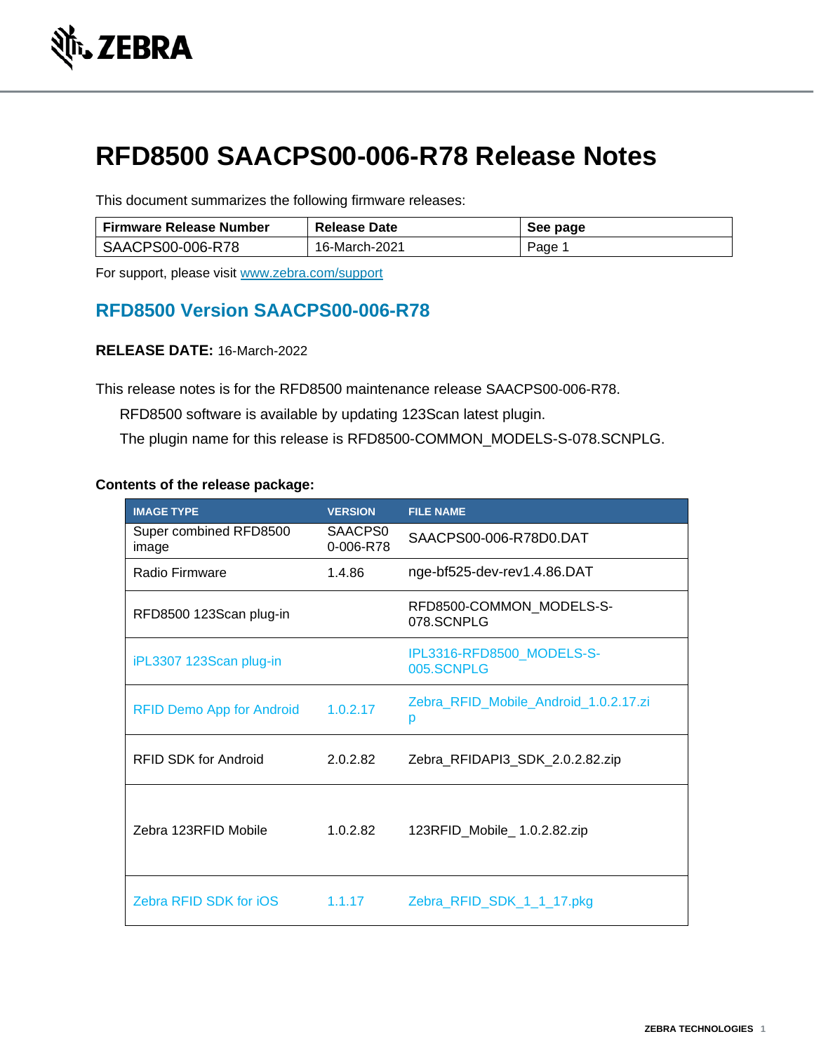# RFD8500 SAACPS00-006-R78 Release Notes

This document summarizes the following firmware releases:

| Firmware Release Number | Release Date | See page |
| --- | --- | --- |
| SAACPS00-006-R78 | 16-March-2021 | Page 1 |

For support, please visit [www.zebra.com/support](www.zebra.com/support)

## RFD8500 Version SAACPS00-006-R78

**RELEASE DATE:** 16-March-2022

This release notes is for the RFD8500 maintenance release SAACPS00-006-R78.

RFD8500 software is available by updating 123Scan latest plugin.

The plugin name for this release is RFD8500-COMMON_MODELS-S-078.SCNPLG.

**Contents of the release package:**

| IMAGE TYPE | VERSION | FILE NAME |
| --- | --- | --- |
| Super combined RFD8500 image | SAACPS00-006-R78 | SAACPS00-006-R78D0.DAT |
| Radio Firmware | 1.4.86 | nge-bf525-dev-rev1.4.86.DAT |
| RFD8500 123Scan plug-in | | RFD8500-COMMON_MODELS-S-078.SCNPLG |
| iPL3307 123Scan plug-in | | IPL3316-RFD8500_MODELS-S-005.SCNPLG |
| RFID Demo App for Android | 1.0.2.17 | Zebra_RFID_Mobile_Android_1.0.2.17.zip |
| RFID SDK for Android | 2.0.2.82 | Zebra_RFIDAPI3_SDK_2.0.2.82.zip |
| Zebra 123RFID Mobile | 1.0.2.82 | 123RFID_Mobile_ 1.0.2.82.zip |
| Zebra RFID SDK for iOS | 1.1.17 | Zebra_RFID_SDK_1_1_17.pkg |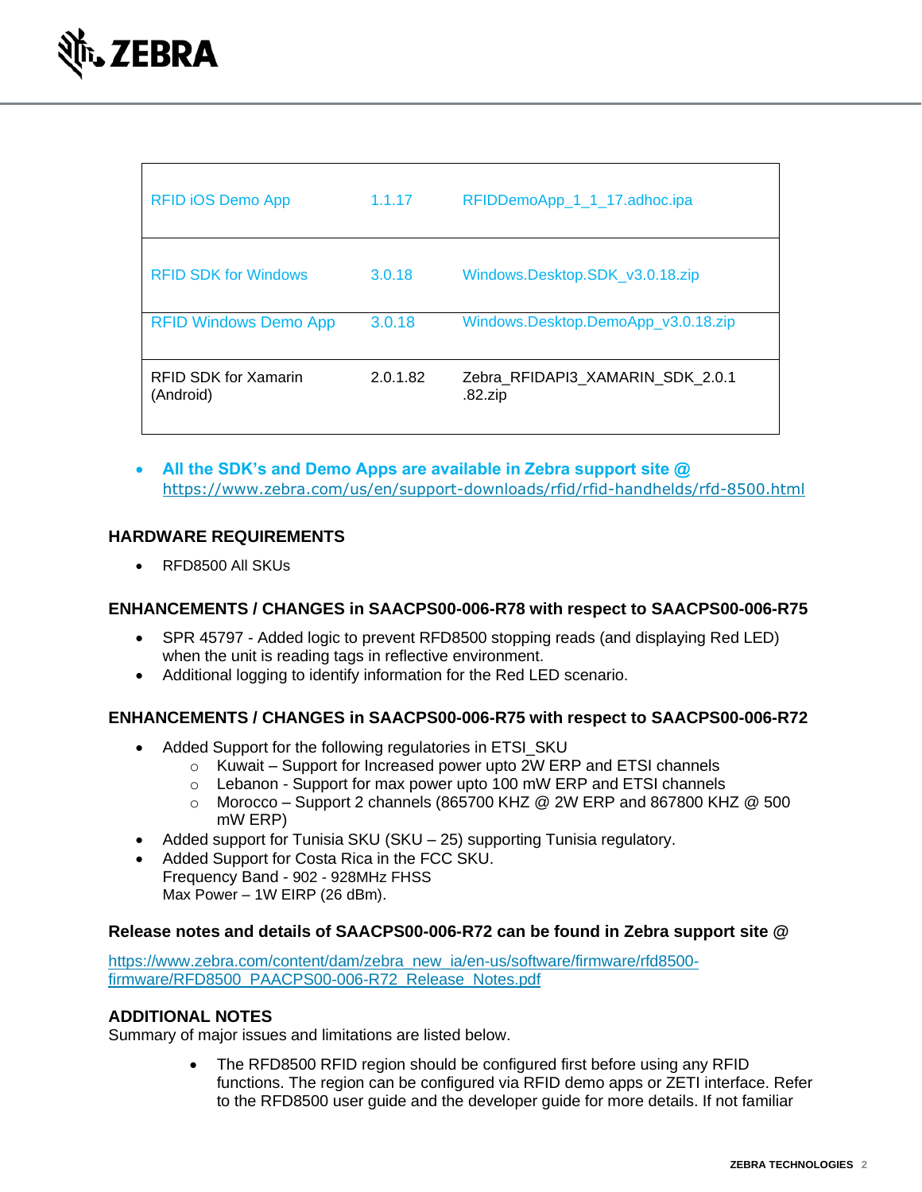| RFID iOS Demo App | 1.1.17 | RFIDDemoApp_1_1_17.adhoc.ipa |
|---|---|---|
| RFID SDK for Windows | 3.0.18 | Windows.Desktop.SDK_v3.0.18.zip |
| RFID Windows Demo App | 3.0.18 | Windows.Desktop.DemoApp_v3.0.18.zip |
| RFID SDK for Xamarin (Android) | 2.0.1.82 | Zebra_RFIDAPI3_XAMARIN_SDK_2.0.1.82.zip |

- **All the SDK's and Demo Apps are available in Zebra support site @** https://www.zebra.com/us/en/support-downloads/rfid/rfid-handhelds/rfd-8500.html

## HARDWARE REQUIREMENTS

- RFD8500 All SKUs

## ENHANCEMENTS / CHANGES in SAACPS00-006-R78 with respect to SAACPS00-006-R75

- SPR 45797 - Added logic to prevent RFD8500 stopping reads (and displaying Red LED) when the unit is reading tags in reflective environment.
- Additional logging to identify information for the Red LED scenario.

## ENHANCEMENTS / CHANGES in SAACPS00-006-R75 with respect to SAACPS00-006-R72

- Added Support for the following regulatories in ETSI_SKU
  - Kuwait – Support for Increased power upto 2W ERP and ETSI channels
  - Lebanon - Support for max power upto 100 mW ERP and ETSI channels
  - Morocco – Support 2 channels (865700 KHZ @ 2W ERP and 867800 KHZ @ 500 mW ERP)
- Added support for Tunisia SKU (SKU – 25) supporting Tunisia regulatory.
- Added Support for Costa Rica in the FCC SKU.
  Frequency Band - 902 - 928MHz FHSS
  Max Power – 1W EIRP (26 dBm).

## Release notes and details of SAACPS00-006-R72 can be found in Zebra support site @

https://www.zebra.com/content/dam/zebra_new_ia/en-us/software/firmware/rfd8500-firmware/RFD8500_PAACPS00-006-R72_Release_Notes.pdf

## ADDITIONAL NOTES

Summary of major issues and limitations are listed below.

- The RFD8500 RFID region should be configured first before using any RFID functions. The region can be configured via RFID demo apps or ZETI interface. Refer to the RFD8500 user guide and the developer guide for more details. If not familiar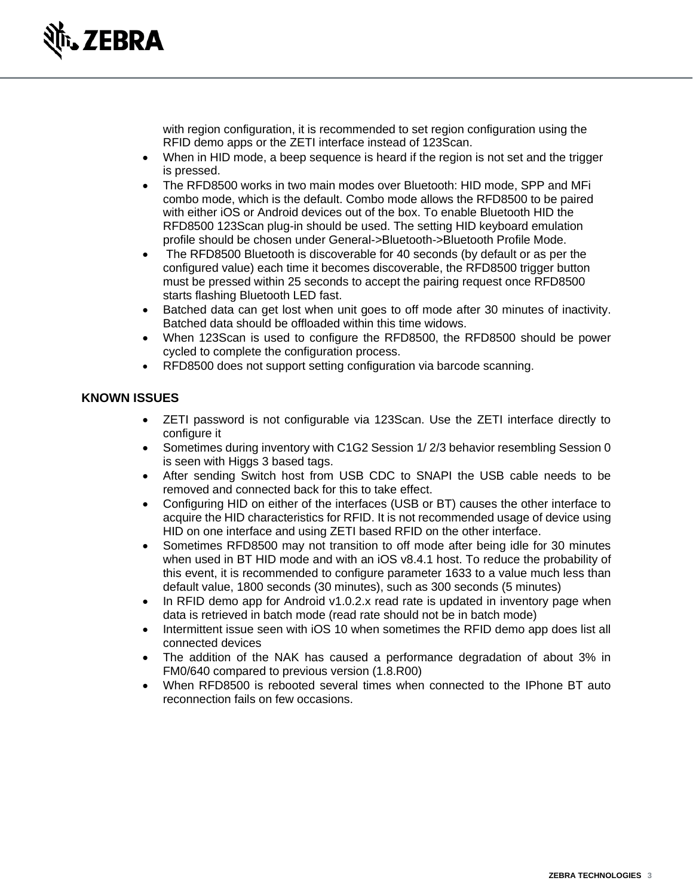with region configuration, it is recommended to set region configuration using the RFID demo apps or the ZETI interface instead of 123Scan.

- When in HID mode, a beep sequence is heard if the region is not set and the trigger is pressed.
- The RFD8500 works in two main modes over Bluetooth: HID mode, SPP and MFi combo mode, which is the default. Combo mode allows the RFD8500 to be paired with either iOS or Android devices out of the box. To enable Bluetooth HID the RFD8500 123Scan plug-in should be used. The setting HID keyboard emulation profile should be chosen under General->Bluetooth->Bluetooth Profile Mode.
- The RFD8500 Bluetooth is discoverable for 40 seconds (by default or as per the configured value) each time it becomes discoverable, the RFD8500 trigger button must be pressed within 25 seconds to accept the pairing request once RFD8500 starts flashing Bluetooth LED fast.
- Batched data can get lost when unit goes to off mode after 30 minutes of inactivity. Batched data should be offloaded within this time widows.
- When 123Scan is used to configure the RFD8500, the RFD8500 should be power cycled to complete the configuration process.
- RFD8500 does not support setting configuration via barcode scanning.

## KNOWN ISSUES

- ZETI password is not configurable via 123Scan. Use the ZETI interface directly to configure it
- Sometimes during inventory with C1G2 Session 1/ 2/3 behavior resembling Session 0 is seen with Higgs 3 based tags.
- After sending Switch host from USB CDC to SNAPI the USB cable needs to be removed and connected back for this to take effect.
- Configuring HID on either of the interfaces (USB or BT) causes the other interface to acquire the HID characteristics for RFID. It is not recommended usage of device using HID on one interface and using ZETI based RFID on the other interface.
- Sometimes RFD8500 may not transition to off mode after being idle for 30 minutes when used in BT HID mode and with an iOS v8.4.1 host. To reduce the probability of this event, it is recommended to configure parameter 1633 to a value much less than default value, 1800 seconds (30 minutes), such as 300 seconds (5 minutes)
- In RFID demo app for Android v1.0.2.x read rate is updated in inventory page when data is retrieved in batch mode (read rate should not be in batch mode)
- Intermittent issue seen with iOS 10 when sometimes the RFID demo app does list all connected devices
- The addition of the NAK has caused a performance degradation of about 3% in FM0/640 compared to previous version (1.8.R00)
- When RFD8500 is rebooted several times when connected to the IPhone BT auto reconnection fails on few occasions.